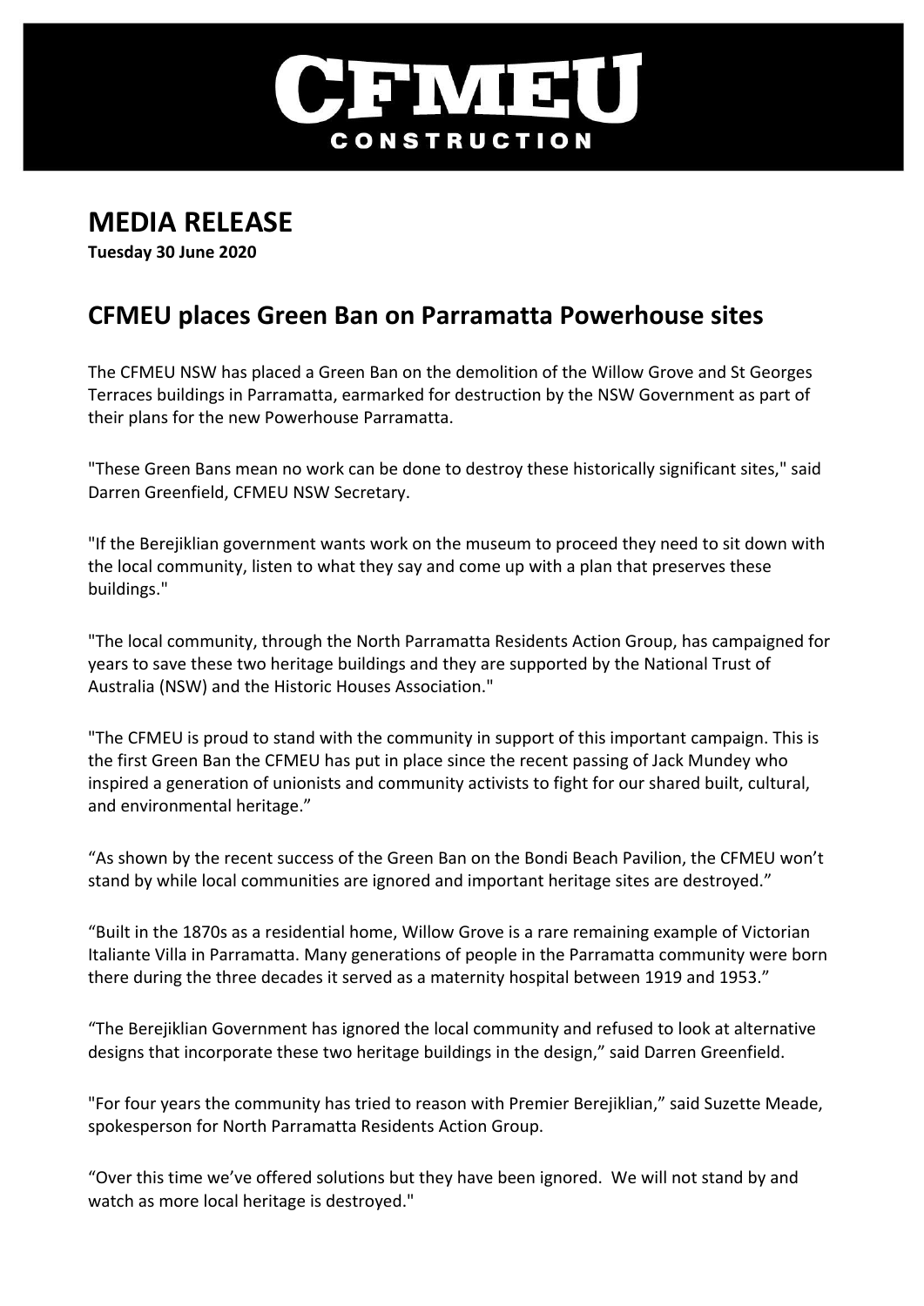# CFMEU
CONSTRUCTION

# MEDIA RELEASE

**Tuesday 30 June 2020**

## CFMEU places Green Ban on Parramatta Powerhouse sites

The CFMEU NSW has placed a Green Ban on the demolition of the Willow Grove and St Georges Terraces buildings in Parramatta, earmarked for destruction by the NSW Government as part of their plans for the new Powerhouse Parramatta.

"These Green Bans mean no work can be done to destroy these historically significant sites," said Darren Greenfield, CFMEU NSW Secretary.

"If the Berejiklian government wants work on the museum to proceed they need to sit down with the local community, listen to what they say and come up with a plan that preserves these buildings."

"The local community, through the North Parramatta Residents Action Group, has campaigned for years to save these two heritage buildings and they are supported by the National Trust of Australia (NSW) and the Historic Houses Association."

"The CFMEU is proud to stand with the community in support of this important campaign. This is the first Green Ban the CFMEU has put in place since the recent passing of Jack Mundey who inspired a generation of unionists and community activists to fight for our shared built, cultural, and environmental heritage."

"As shown by the recent success of the Green Ban on the Bondi Beach Pavilion, the CFMEU won't stand by while local communities are ignored and important heritage sites are destroyed."

"Built in the 1870s as a residential home, Willow Grove is a rare remaining example of Victorian Italiante Villa in Parramatta. Many generations of people in the Parramatta community were born there during the three decades it served as a maternity hospital between 1919 and 1953."

"The Berejiklian Government has ignored the local community and refused to look at alternative designs that incorporate these two heritage buildings in the design," said Darren Greenfield.

"For four years the community has tried to reason with Premier Berejiklian," said Suzette Meade, spokesperson for North Parramatta Residents Action Group.

"Over this time we've offered solutions but they have been ignored. We will not stand by and watch as more local heritage is destroyed."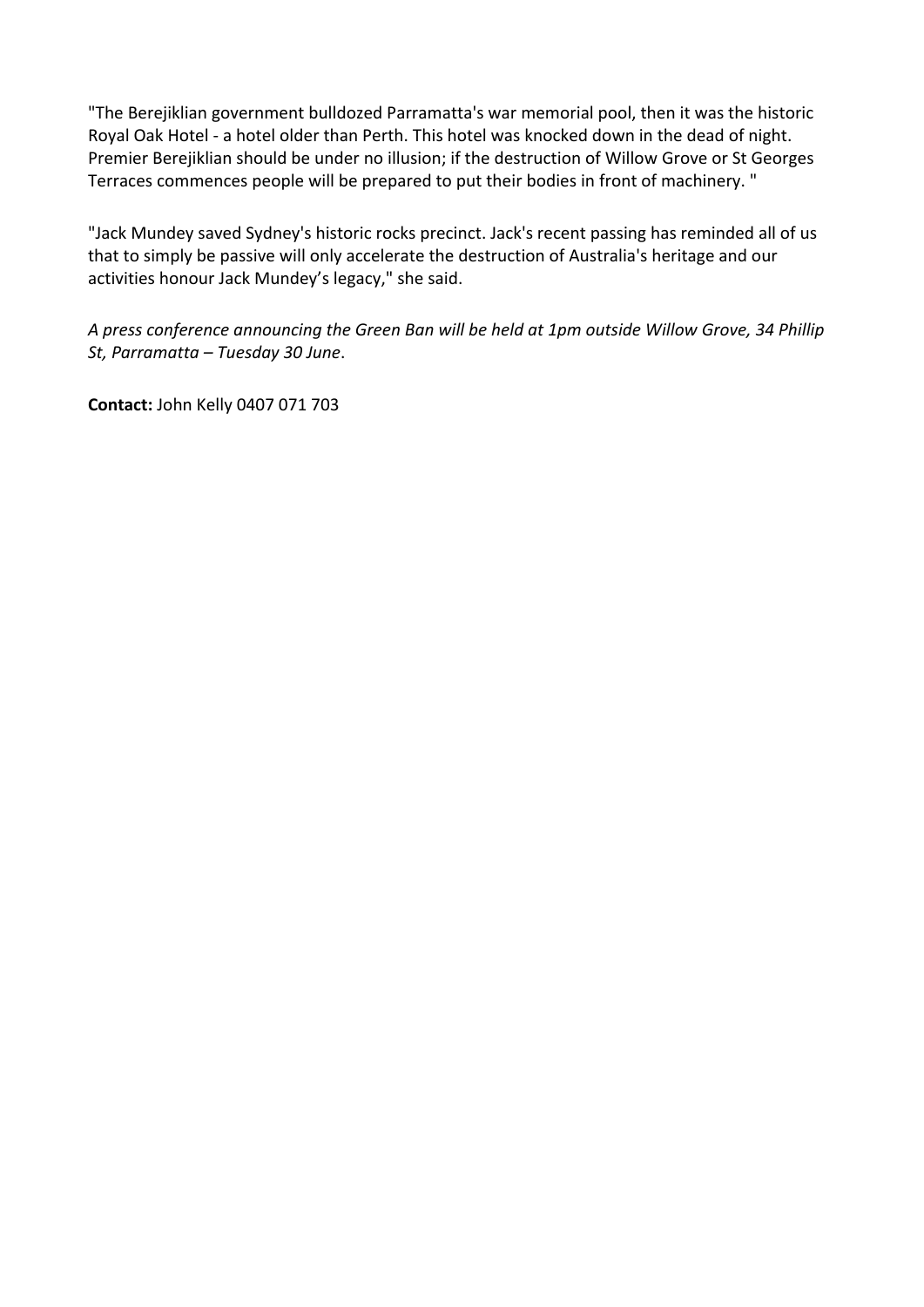"The Berejiklian government bulldozed Parramatta's war memorial pool, then it was the historic Royal Oak Hotel - a hotel older than Perth. This hotel was knocked down in the dead of night. Premier Berejiklian should be under no illusion; if the destruction of Willow Grove or St Georges Terraces commences people will be prepared to put their bodies in front of machinery. "

"Jack Mundey saved Sydney's historic rocks precinct. Jack's recent passing has reminded all of us that to simply be passive will only accelerate the destruction of Australia's heritage and our activities honour Jack Mundey's legacy," she said.

*A press conference announcing the Green Ban will be held at 1pm outside Willow Grove, 34 Phillip St, Parramatta – Tuesday 30 June*.

**Contact:** John Kelly 0407 071 703